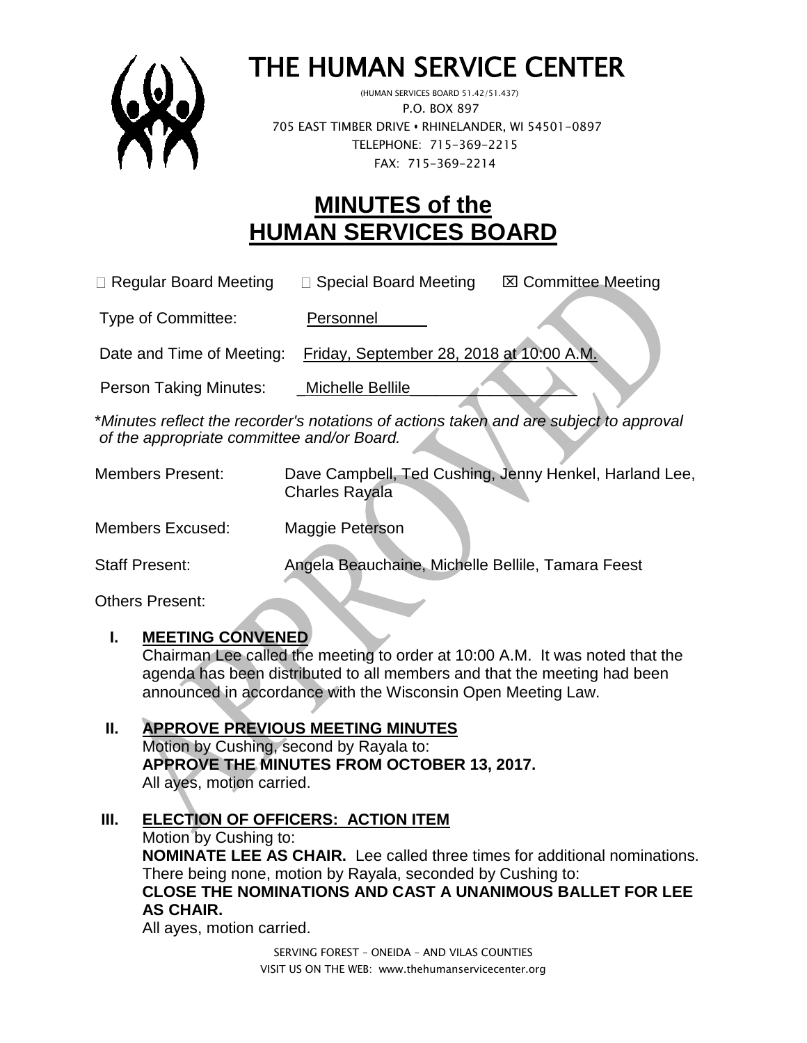# THE HUMAN SERVICE CENTER

(HUMAN SERVICES BOARD 51.42/51.437)
P.O. BOX 897
705 EAST TIMBER DRIVE • RHINELANDER, WI 54501-0897
TELEPHONE: 715-369-2215
FAX: 715-369-2214

# MINUTES of the HUMAN SERVICES BOARD

☐ Regular Board Meeting ☐ Special Board Meeting ☒ Committee Meeting

Type of Committee: Personnel

Date and Time of Meeting: Friday, September 28, 2018 at 10:00 A.M.

Person Taking Minutes: Michelle Bellile

*\*Minutes reflect the recorder's notations of actions taken and are subject to approval of the appropriate committee and/or Board.*

Members Present: Dave Campbell, Ted Cushing, Jenny Henkel, Harland Lee, Charles Rayala

Members Excused: Maggie Peterson

Staff Present: Angela Beauchaine, Michelle Bellile, Tamara Feest

Others Present:

## I. MEETING CONVENED

Chairman Lee called the meeting to order at 10:00 A.M. It was noted that the agenda has been distributed to all members and that the meeting had been announced in accordance with the Wisconsin Open Meeting Law.

## II. APPROVE PREVIOUS MEETING MINUTES

Motion by Cushing, second by Rayala to:
**APPROVE THE MINUTES FROM OCTOBER 13, 2017.**
All ayes, motion carried.

## III. ELECTION OF OFFICERS: ACTION ITEM

Motion by Cushing to:
**NOMINATE LEE AS CHAIR.** Lee called three times for additional nominations. There being none, motion by Rayala, seconded by Cushing to:
**CLOSE THE NOMINATIONS AND CAST A UNANIMOUS BALLET FOR LEE AS CHAIR.**
All ayes, motion carried.

SERVING FOREST – ONEIDA – AND VILAS COUNTIES
VISIT US ON THE WEB: www.thehumanservicecenter.org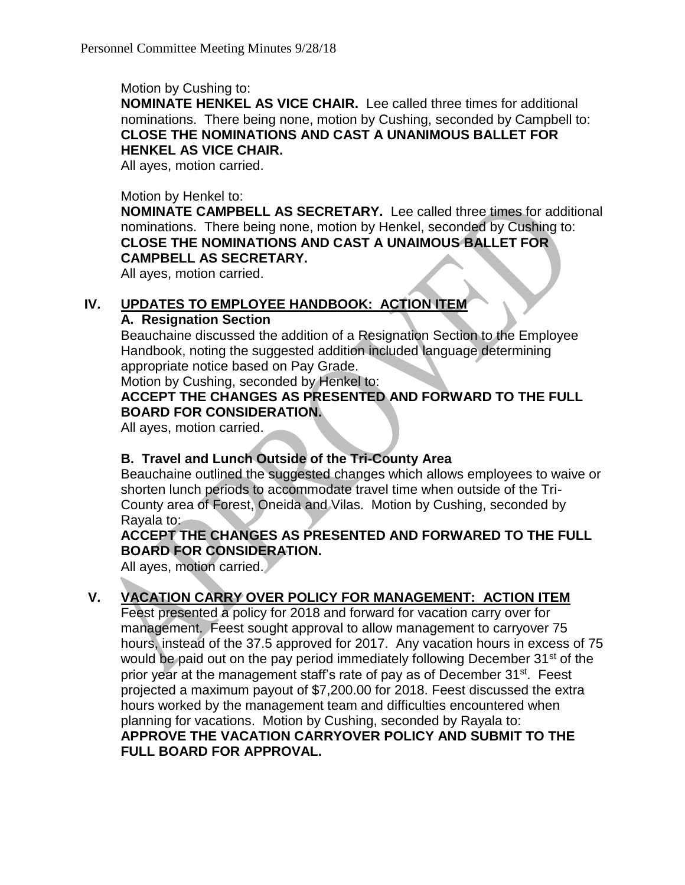Motion by Cushing to:
**NOMINATE HENKEL AS VICE CHAIR.** Lee called three times for additional nominations. There being none, motion by Cushing, seconded by Campbell to:
**CLOSE THE NOMINATIONS AND CAST A UNANIMOUS BALLET FOR HENKEL AS VICE CHAIR.**
All ayes, motion carried.

Motion by Henkel to:
**NOMINATE CAMPBELL AS SECRETARY.** Lee called three times for additional nominations. There being none, motion by Henkel, seconded by Cushing to:
**CLOSE THE NOMINATIONS AND CAST A UNAIMOUS BALLET FOR CAMPBELL AS SECRETARY.**
All ayes, motion carried.

## IV. UPDATES TO EMPLOYEE HANDBOOK: ACTION ITEM

### A. Resignation Section

Beauchaine discussed the addition of a Resignation Section to the Employee Handbook, noting the suggested addition included language determining appropriate notice based on Pay Grade.
Motion by Cushing, seconded by Henkel to:
**ACCEPT THE CHANGES AS PRESENTED AND FORWARD TO THE FULL BOARD FOR CONSIDERATION.**
All ayes, motion carried.

### B. Travel and Lunch Outside of the Tri-County Area

Beauchaine outlined the suggested changes which allows employees to waive or shorten lunch periods to accommodate travel time when outside of the Tri-County area of Forest, Oneida and Vilas. Motion by Cushing, seconded by Rayala to:
**ACCEPT THE CHANGES AS PRESENTED AND FORWARED TO THE FULL BOARD FOR CONSIDERATION.**
All ayes, motion carried.

## V. VACATION CARRY OVER POLICY FOR MANAGEMENT: ACTION ITEM

Feest presented a policy for 2018 and forward for vacation carry over for management. Feest sought approval to allow management to carryover 75 hours, instead of the 37.5 approved for 2017. Any vacation hours in excess of 75 would be paid out on the pay period immediately following December 31st of the prior year at the management staff's rate of pay as of December 31st. Feest projected a maximum payout of $7,200.00 for 2018. Feest discussed the extra hours worked by the management team and difficulties encountered when planning for vacations. Motion by Cushing, seconded by Rayala to:
**APPROVE THE VACATION CARRYOVER POLICY AND SUBMIT TO THE FULL BOARD FOR APPROVAL.**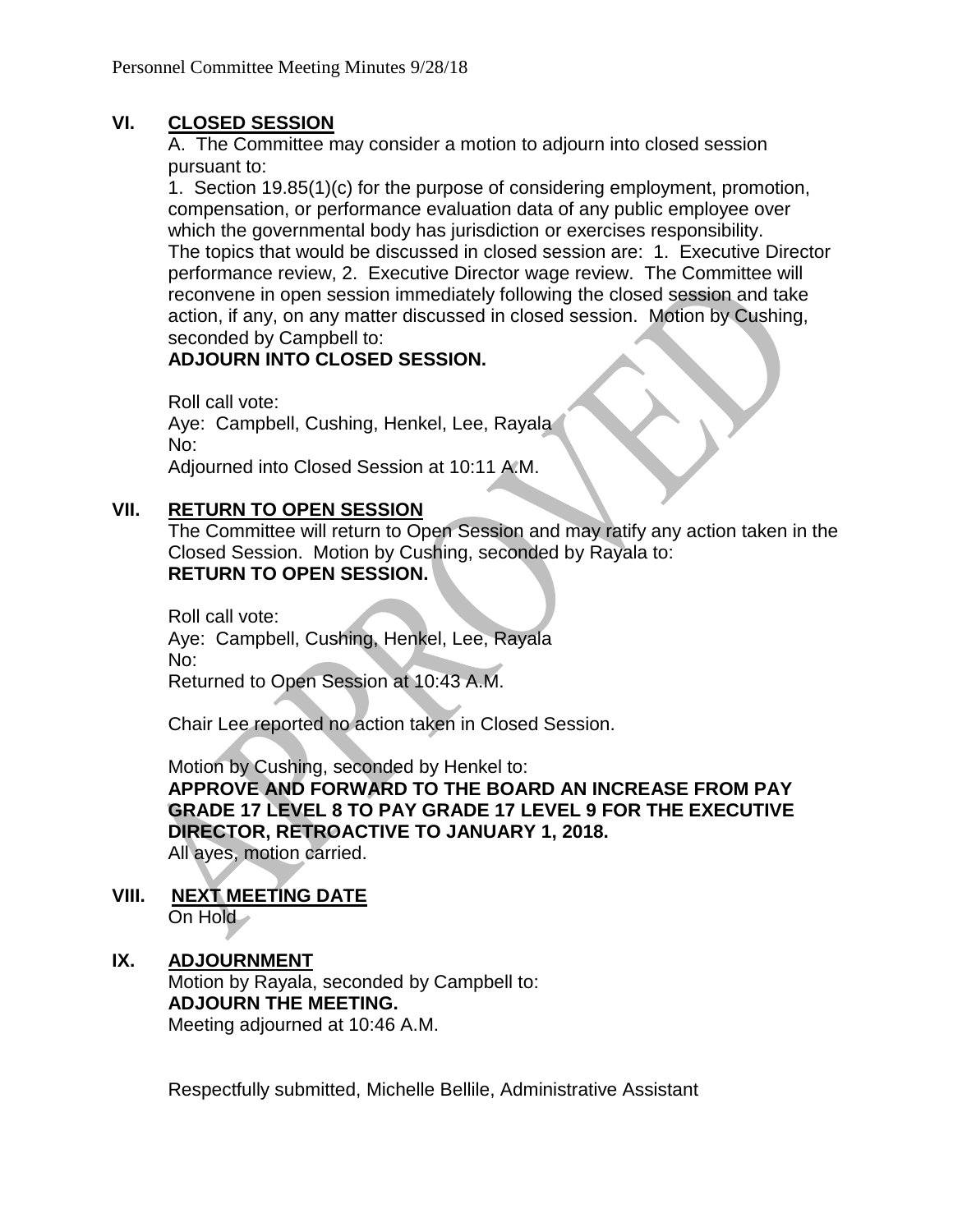## VI. CLOSED SESSION

A. The Committee may consider a motion to adjourn into closed session pursuant to:

1. Section 19.85(1)(c) for the purpose of considering employment, promotion, compensation, or performance evaluation data of any public employee over which the governmental body has jurisdiction or exercises responsibility.

The topics that would be discussed in closed session are: 1. Executive Director performance review, 2. Executive Director wage review. The Committee will reconvene in open session immediately following the closed session and take action, if any, on any matter discussed in closed session. Motion by Cushing, seconded by Campbell to:

**ADJOURN INTO CLOSED SESSION.**

Roll call vote:
Aye: Campbell, Cushing, Henkel, Lee, Rayala
No:
Adjourned into Closed Session at 10:11 A.M.

## VII. RETURN TO OPEN SESSION

The Committee will return to Open Session and may ratify any action taken in the Closed Session. Motion by Cushing, seconded by Rayala to:

**RETURN TO OPEN SESSION.**

Roll call vote:
Aye: Campbell, Cushing, Henkel, Lee, Rayala
No:
Returned to Open Session at 10:43 A.M.

Chair Lee reported no action taken in Closed Session.

Motion by Cushing, seconded by Henkel to:

**APPROVE AND FORWARD TO THE BOARD AN INCREASE FROM PAY GRADE 17 LEVEL 8 TO PAY GRADE 17 LEVEL 9 FOR THE EXECUTIVE DIRECTOR, RETROACTIVE TO JANUARY 1, 2018.**

All ayes, motion carried.

## VIII. NEXT MEETING DATE

On Hold

## IX. ADJOURNMENT

Motion by Rayala, seconded by Campbell to:

**ADJOURN THE MEETING.**

Meeting adjourned at 10:46 A.M.

Respectfully submitted, Michelle Bellile, Administrative Assistant